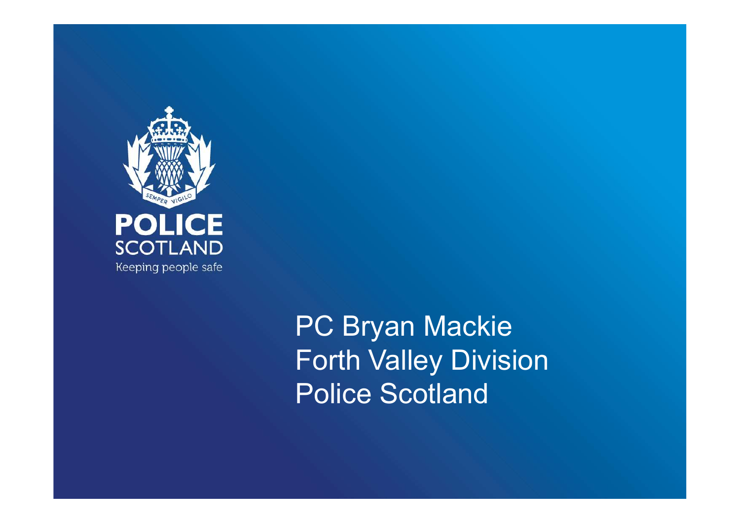POLICE SCOTLAND

Keeping people safe

PC Bryan Mackie
Forth Valley Division
Police Scotland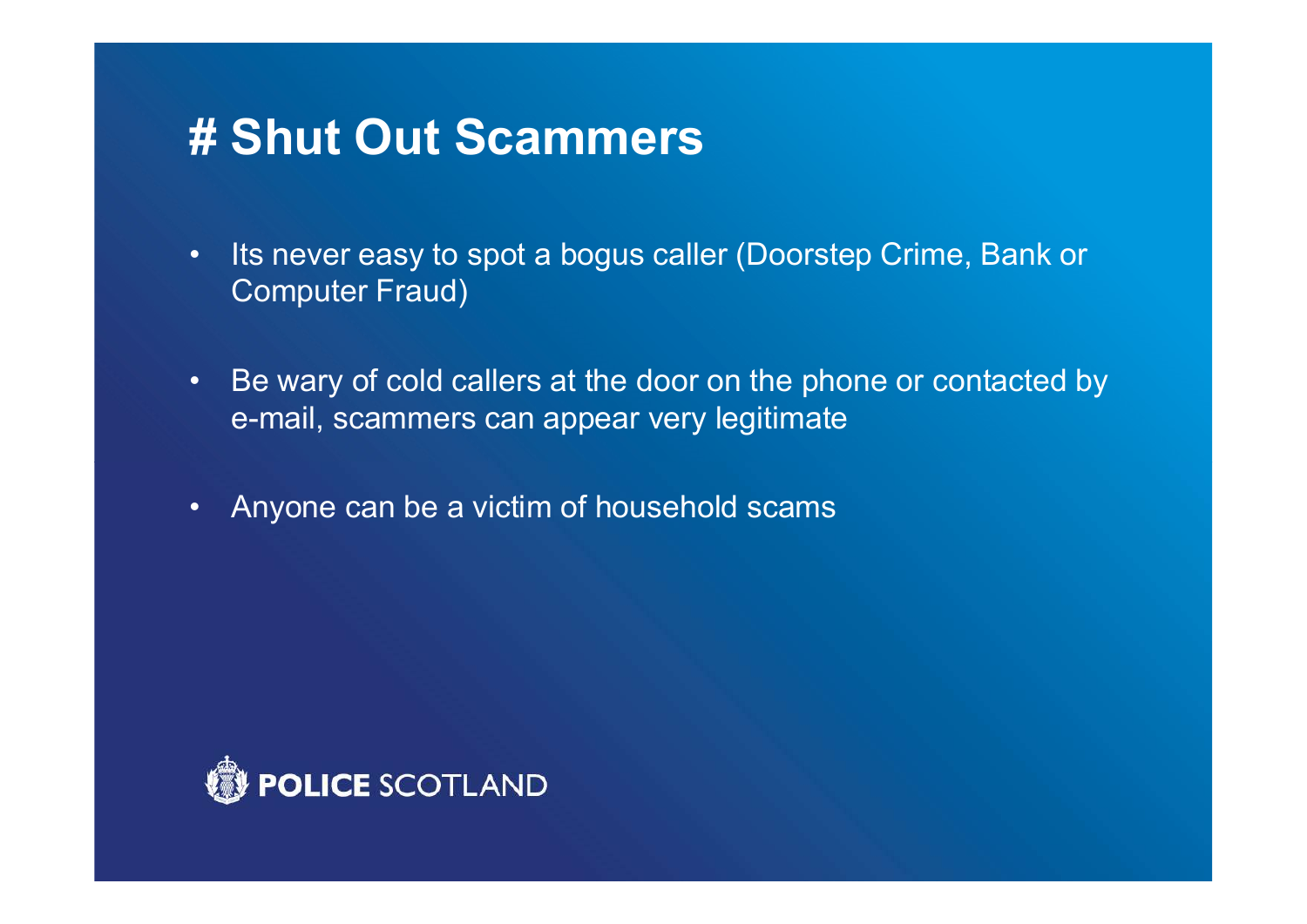# # Shut Out Scammers

- Its never easy to spot a bogus caller (Doorstep Crime, Bank or Computer Fraud)
- Be wary of cold callers at the door on the phone or contacted by e-mail, scammers can appear very legitimate
- Anyone can be a victim of household scams

POLICE SCOTLAND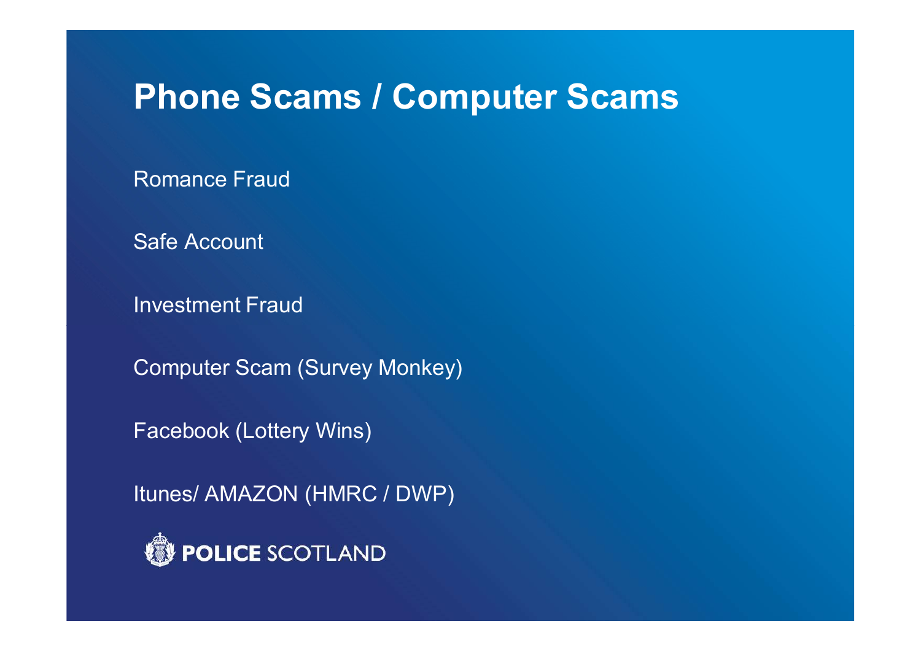# Phone Scams / Computer Scams

Romance Fraud

Safe Account

Investment Fraud

Computer Scam (Survey Monkey)

Facebook (Lottery Wins)

Itunes/ AMAZON (HMRC / DWP)

POLICE SCOTLAND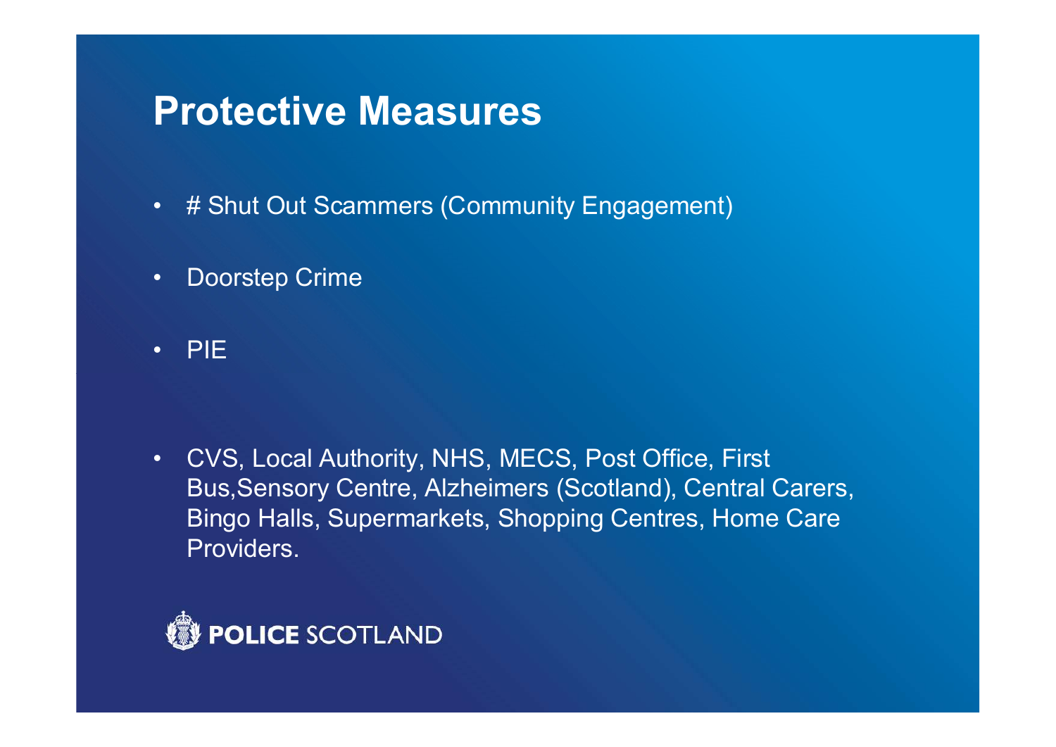# Protective Measures

- # Shut Out Scammers (Community Engagement)
- Doorstep Crime
- PIE
- CVS, Local Authority, NHS, MECS, Post Office, First Bus,Sensory Centre, Alzheimers (Scotland), Central Carers, Bingo Halls, Supermarkets, Shopping Centres, Home Care Providers.

POLICE SCOTLAND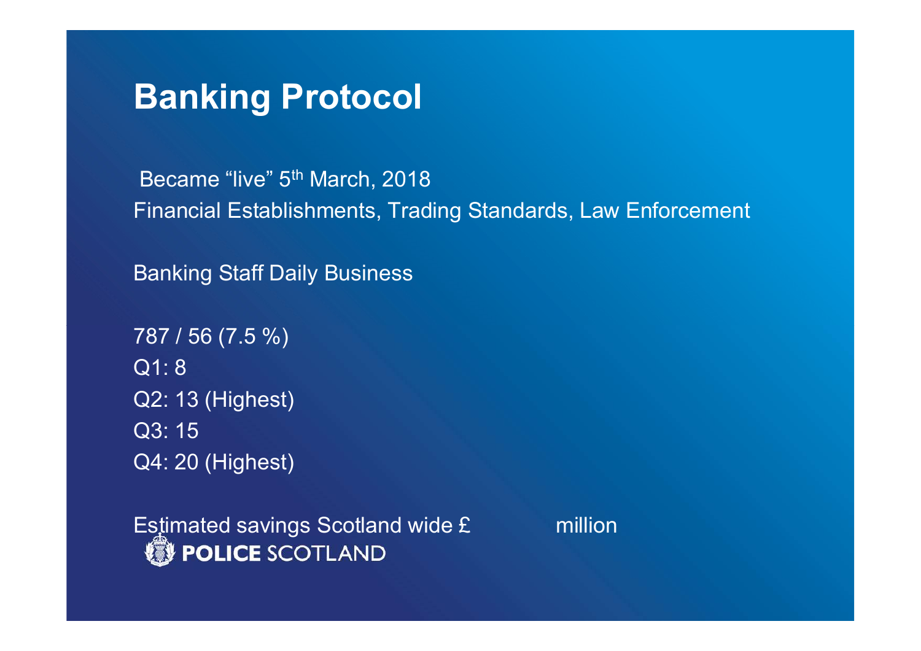# Banking Protocol

Became "live" 5th March, 2018

Financial Establishments, Trading Standards, Law Enforcement

Banking Staff Daily Business

787 / 56 (7.5 %)

Q1: 8

Q2: 13 (Highest)

Q3: 15

Q4: 20 (Highest)

Estimated savings Scotland wide £ million

**POLICE** SCOTLAND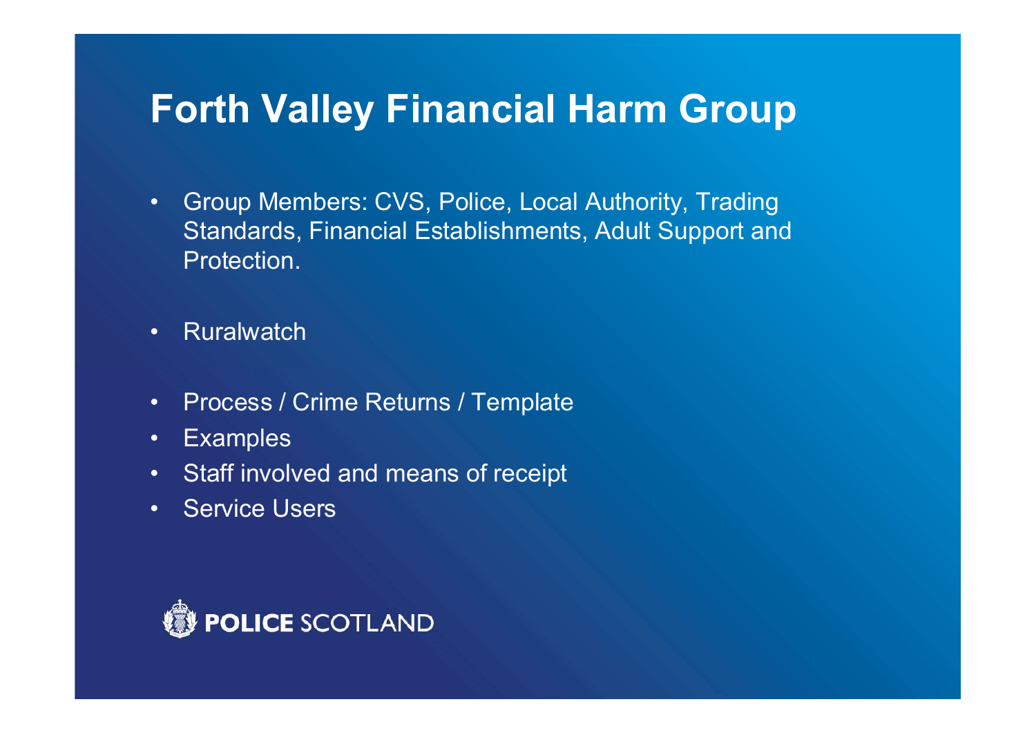# Forth Valley Financial Harm Group

- Group Members: CVS, Police, Local Authority, Trading Standards, Financial Establishments, Adult Support and Protection.

- Ruralwatch

- Process / Crime Returns / Template
- Examples
- Staff involved and means of receipt
- Service Users

POLICE SCOTLAND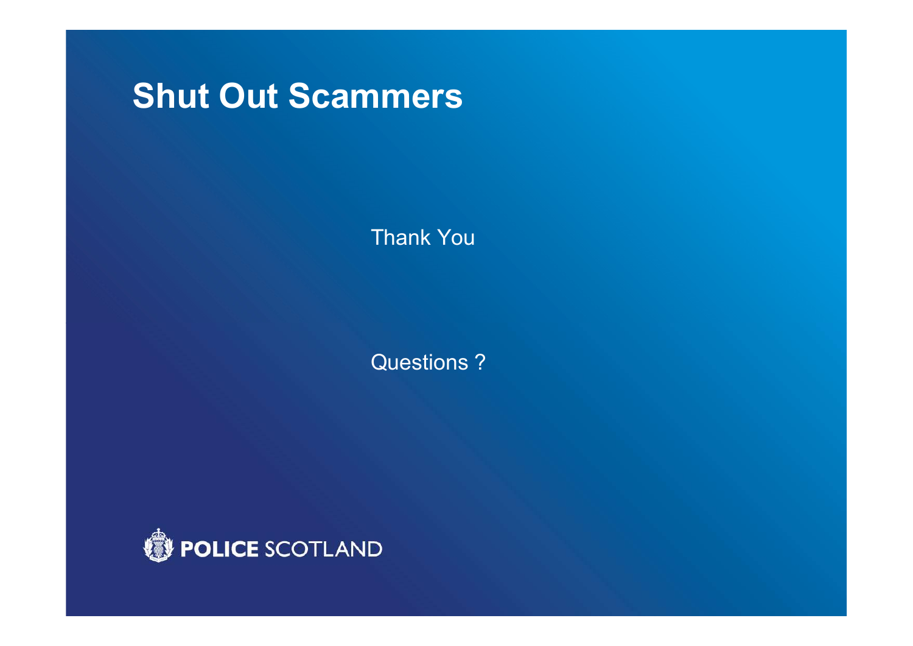# Shut Out Scammers

Thank You

Questions ?

POLICE SCOTLAND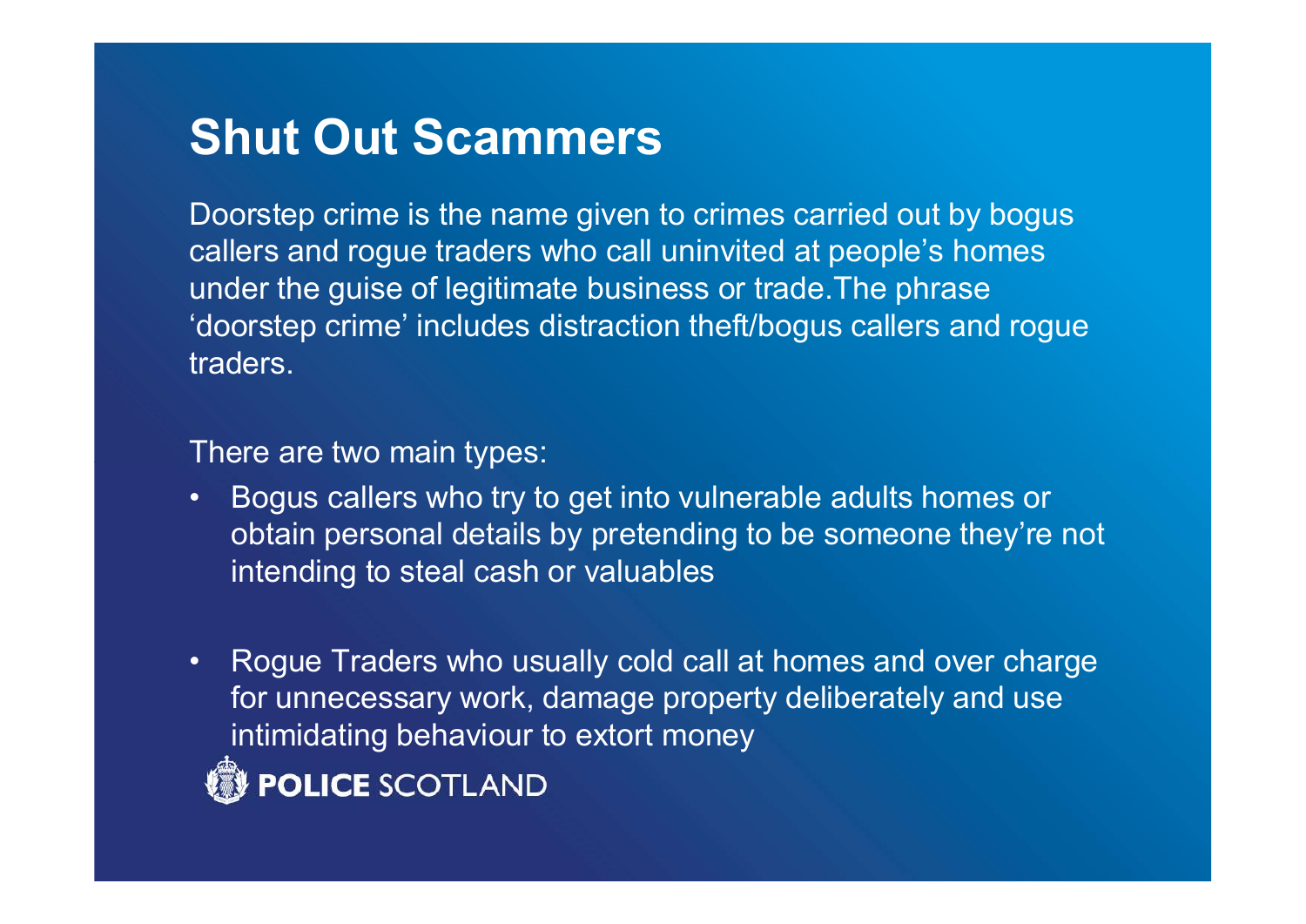# Shut Out Scammers

Doorstep crime is the name given to crimes carried out by bogus callers and rogue traders who call uninvited at people's homes under the guise of legitimate business or trade.The phrase 'doorstep crime' includes distraction theft/bogus callers and rogue traders.

There are two main types:

- Bogus callers who try to get into vulnerable adults homes or obtain personal details by pretending to be someone they're not intending to steal cash or valuables

- Rogue Traders who usually cold call at homes and over charge for unnecessary work, damage property deliberately and use intimidating behaviour to extort money

POLICE SCOTLAND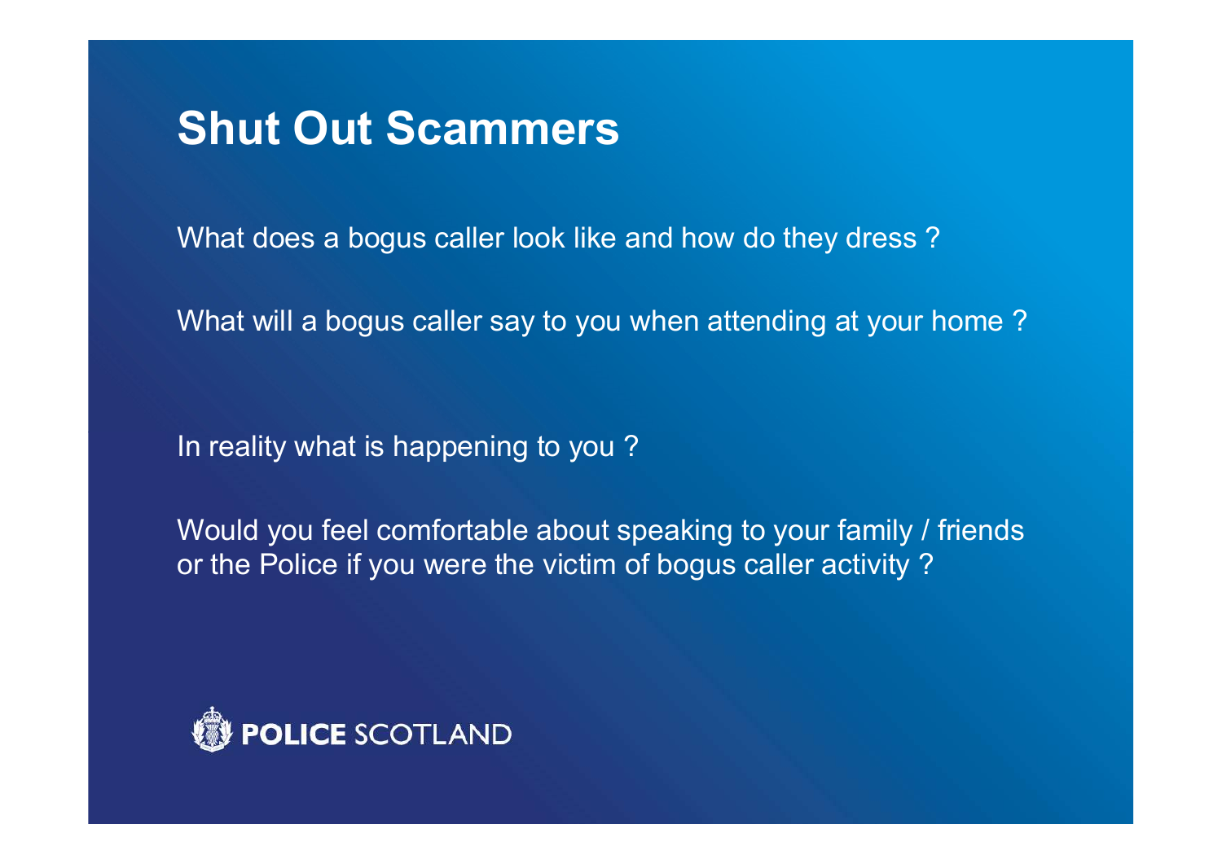# Shut Out Scammers

What does a bogus caller look like and how do they dress ?

What will a bogus caller say to you when attending at your home ?

In reality what is happening to you ?

Would you feel comfortable about speaking to your family / friends or the Police if you were the victim of bogus caller activity ?

POLICE SCOTLAND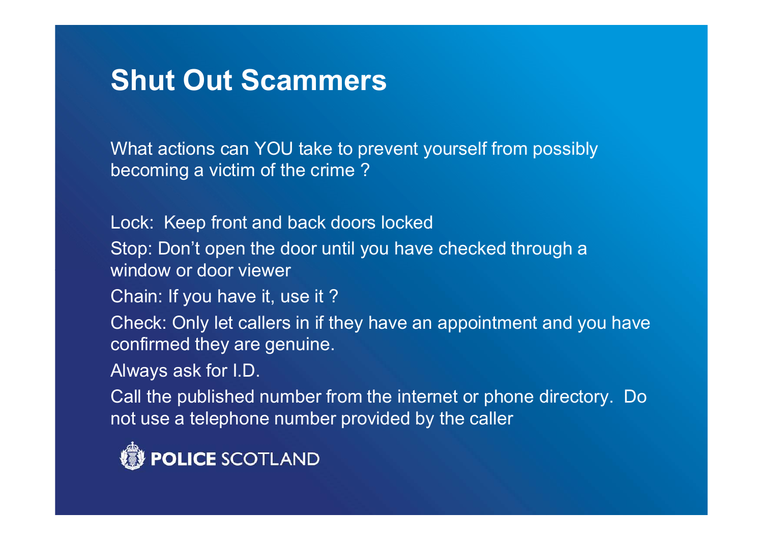# Shut Out Scammers

What actions can YOU take to prevent yourself from possibly becoming a victim of the crime ?

Lock: Keep front and back doors locked

Stop: Don't open the door until you have checked through a window or door viewer

Chain: If you have it, use it ?

Check: Only let callers in if they have an appointment and you have confirmed they are genuine.

Always ask for I.D.

Call the published number from the internet or phone directory. Do not use a telephone number provided by the caller

POLICE SCOTLAND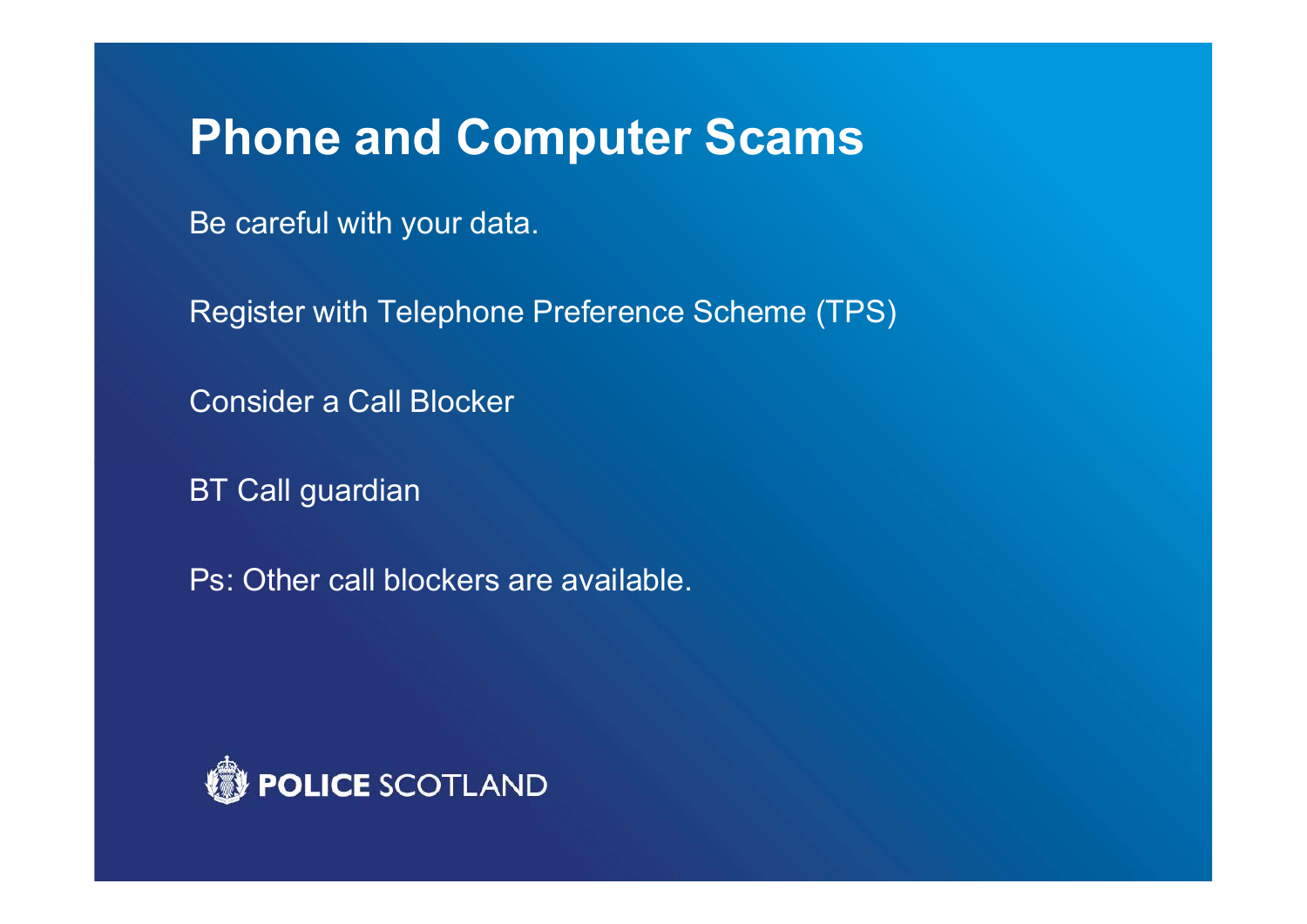# Phone and Computer Scams

Be careful with your data.

Register with Telephone Preference Scheme (TPS)

Consider a Call Blocker

BT Call guardian

Ps: Other call blockers are available.

POLICE SCOTLAND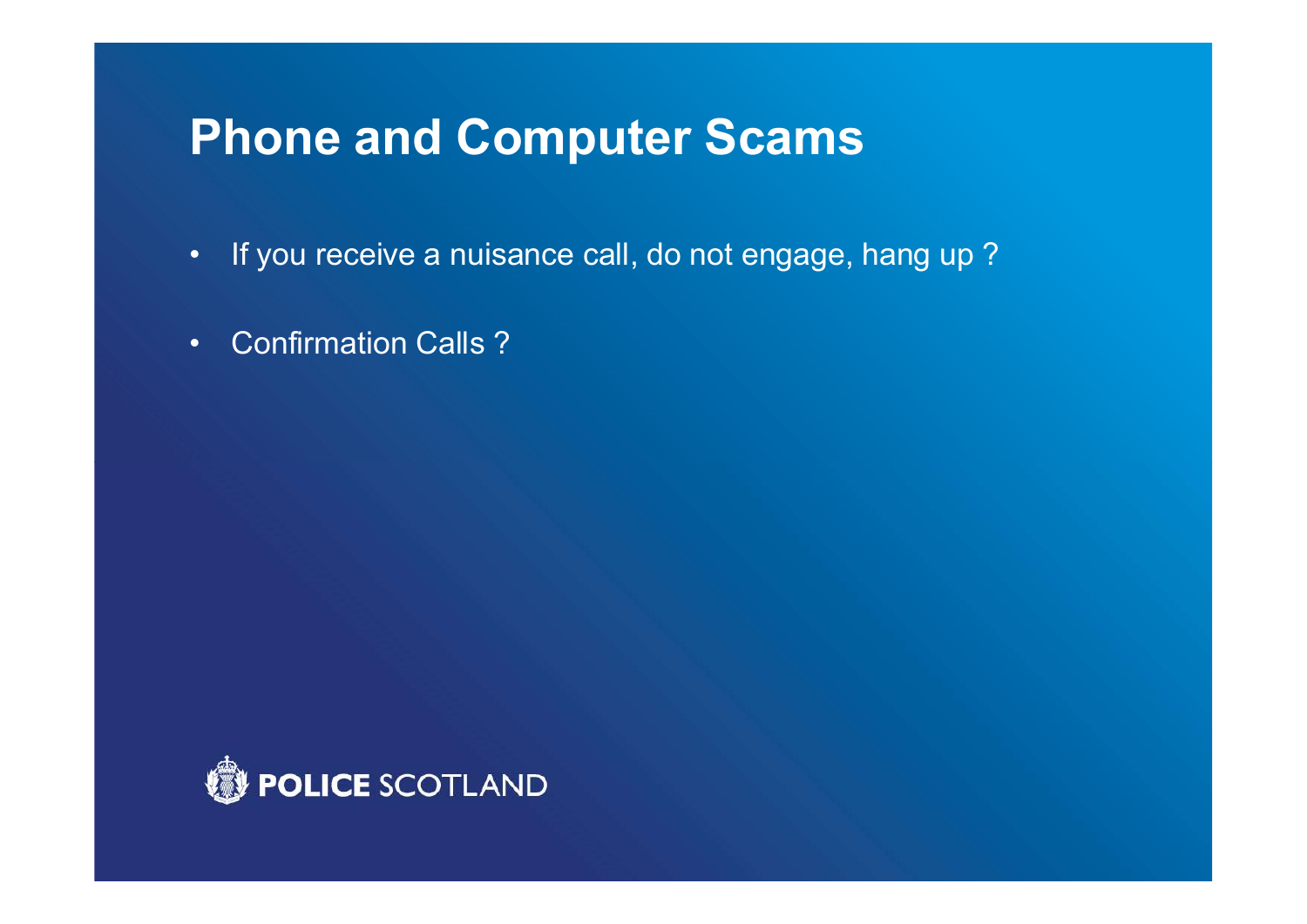# Phone and Computer Scams

- If you receive a nuisance call, do not engage, hang up ?
- Confirmation Calls ?

POLICE SCOTLAND